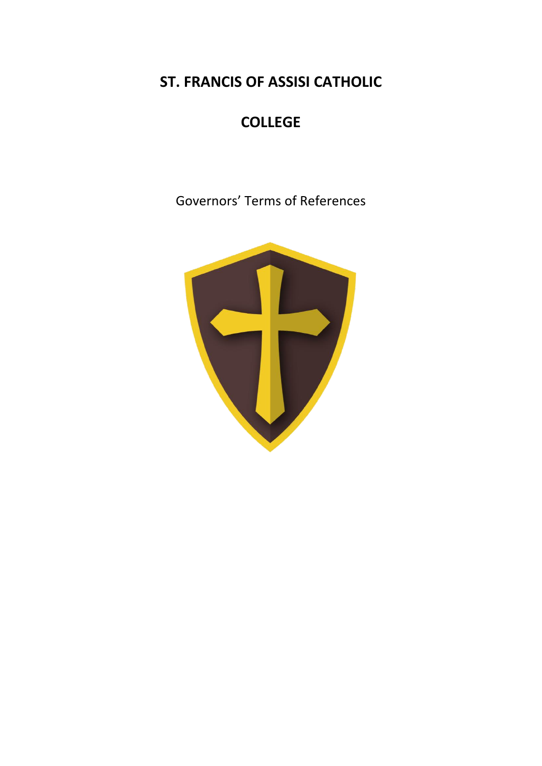# ST. FRANCIS OF ASSISI CATHOLIC

# COLLEGE

Governors' Terms of References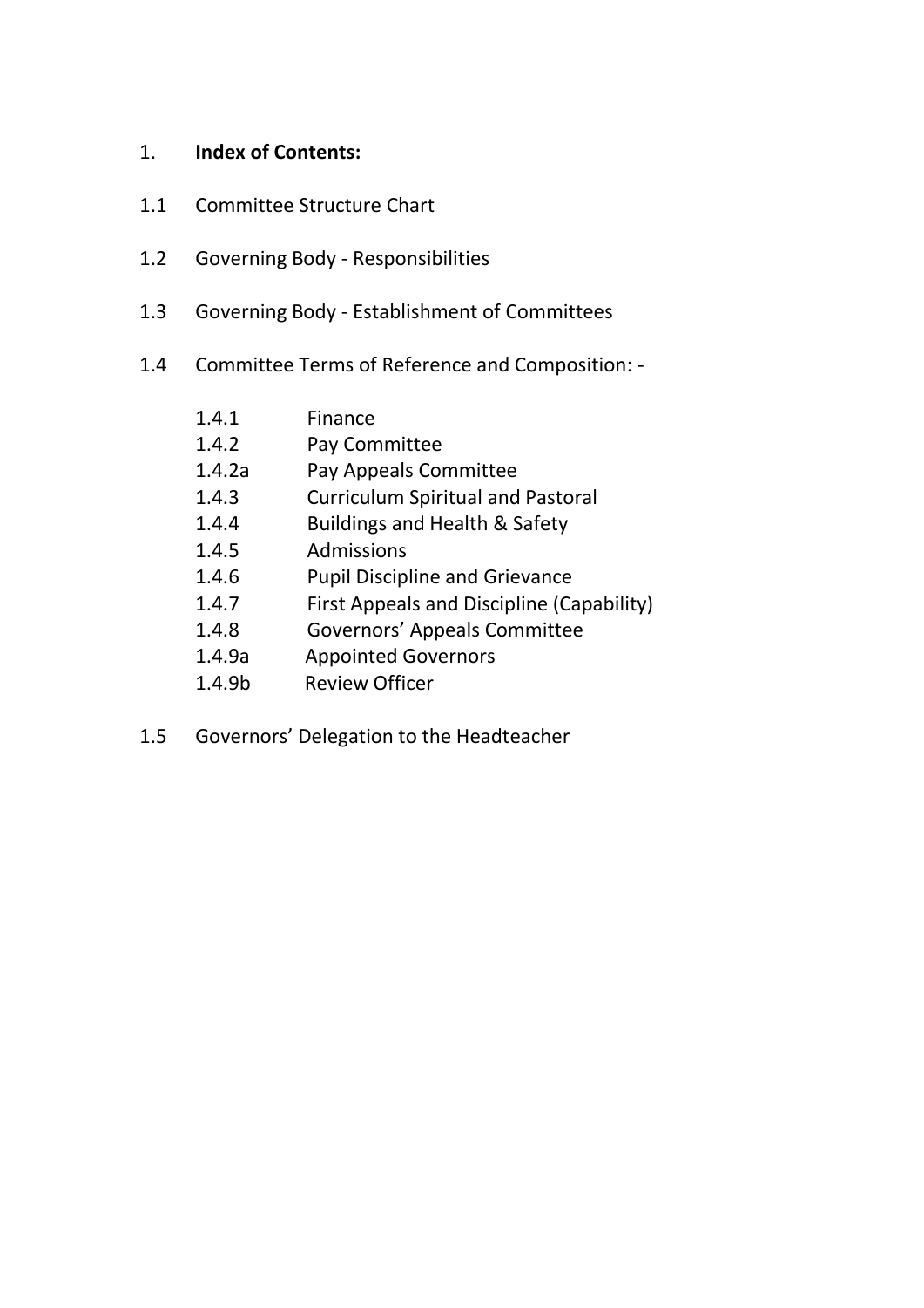## 1. **Index of Contents:**

1.1 Committee Structure Chart

1.2 Governing Body - Responsibilities

1.3 Governing Body - Establishment of Committees

1.4 Committee Terms of Reference and Composition: -

- 1.4.1 Finance
- 1.4.2 Pay Committee
- 1.4.2a Pay Appeals Committee
- 1.4.3 Curriculum Spiritual and Pastoral
- 1.4.4 Buildings and Health & Safety
- 1.4.5 Admissions
- 1.4.6 Pupil Discipline and Grievance
- 1.4.7 First Appeals and Discipline (Capability)
- 1.4.8 Governors' Appeals Committee
- 1.4.9a Appointed Governors
- 1.4.9b Review Officer

1.5 Governors' Delegation to the Headteacher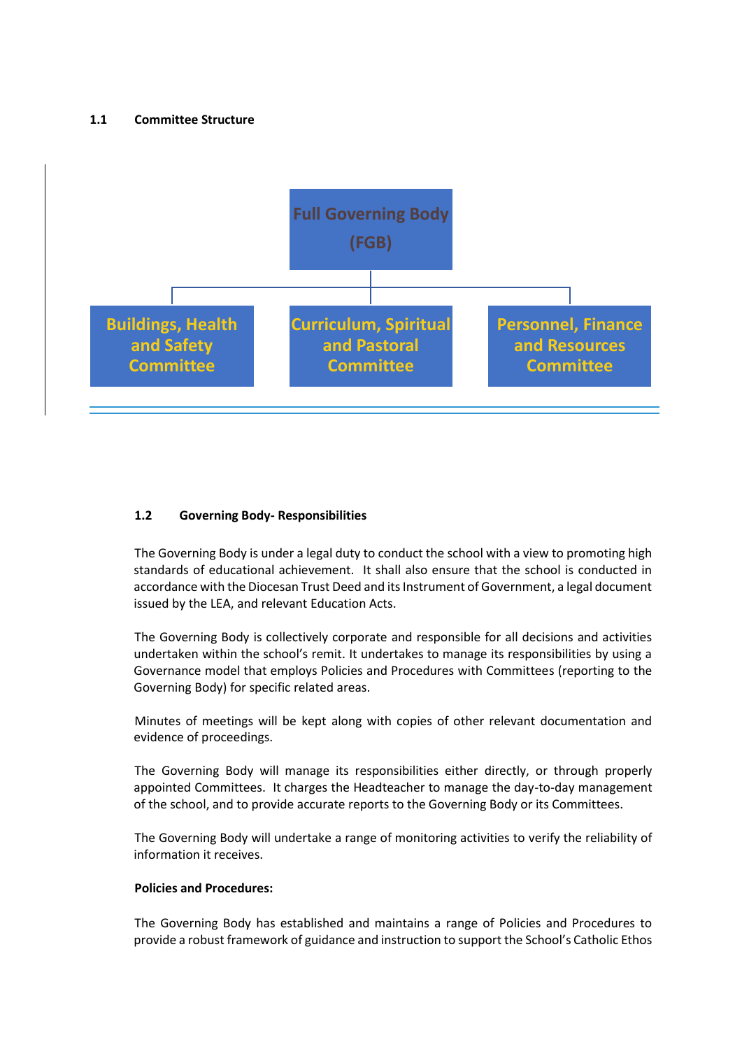### 1.1 Committee Structure

Full Governing Body (FGB)

- Buildings, Health and Safety Committee
- Curriculum, Spiritual and Pastoral Committee
- Personnel, Finance and Resources Committee

### 1.2 Governing Body- Responsibilities

The Governing Body is under a legal duty to conduct the school with a view to promoting high standards of educational achievement. It shall also ensure that the school is conducted in accordance with the Diocesan Trust Deed and its Instrument of Government, a legal document issued by the LEA, and relevant Education Acts.

The Governing Body is collectively corporate and responsible for all decisions and activities undertaken within the school's remit. It undertakes to manage its responsibilities by using a Governance model that employs Policies and Procedures with Committees (reporting to the Governing Body) for specific related areas.

Minutes of meetings will be kept along with copies of other relevant documentation and evidence of proceedings.

The Governing Body will manage its responsibilities either directly, or through properly appointed Committees. It charges the Headteacher to manage the day-to-day management of the school, and to provide accurate reports to the Governing Body or its Committees.

The Governing Body will undertake a range of monitoring activities to verify the reliability of information it receives.

**Policies and Procedures:**

The Governing Body has established and maintains a range of Policies and Procedures to provide a robust framework of guidance and instruction to support the School's Catholic Ethos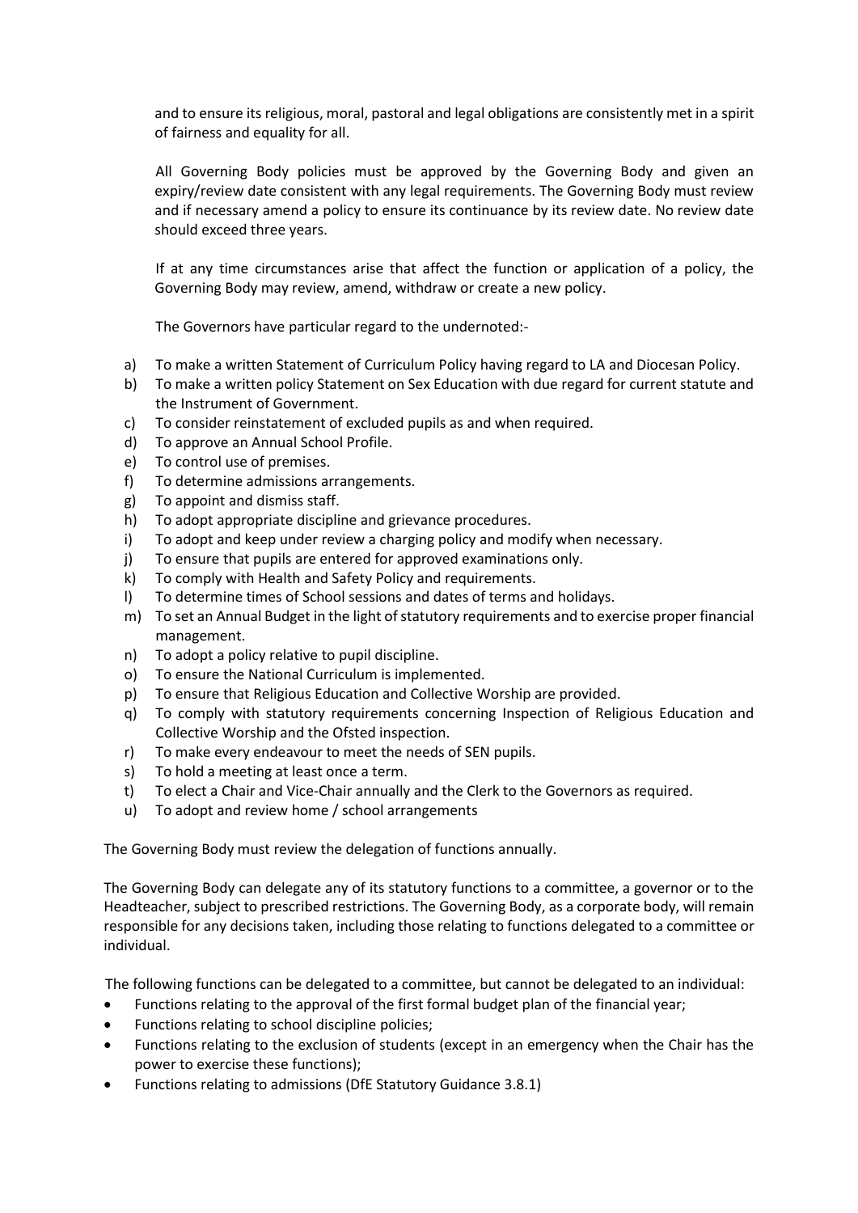and to ensure its religious, moral, pastoral and legal obligations are consistently met in a spirit of fairness and equality for all.

All Governing Body policies must be approved by the Governing Body and given an expiry/review date consistent with any legal requirements. The Governing Body must review and if necessary amend a policy to ensure its continuance by its review date. No review date should exceed three years.

If at any time circumstances arise that affect the function or application of a policy, the Governing Body may review, amend, withdraw or create a new policy.

The Governors have particular regard to the undernoted:-

a) To make a written Statement of Curriculum Policy having regard to LA and Diocesan Policy.
b) To make a written policy Statement on Sex Education with due regard for current statute and the Instrument of Government.
c) To consider reinstatement of excluded pupils as and when required.
d) To approve an Annual School Profile.
e) To control use of premises.
f) To determine admissions arrangements.
g) To appoint and dismiss staff.
h) To adopt appropriate discipline and grievance procedures.
i) To adopt and keep under review a charging policy and modify when necessary.
j) To ensure that pupils are entered for approved examinations only.
k) To comply with Health and Safety Policy and requirements.
l) To determine times of School sessions and dates of terms and holidays.
m) To set an Annual Budget in the light of statutory requirements and to exercise proper financial management.
n) To adopt a policy relative to pupil discipline.
o) To ensure the National Curriculum is implemented.
p) To ensure that Religious Education and Collective Worship are provided.
q) To comply with statutory requirements concerning Inspection of Religious Education and Collective Worship and the Ofsted inspection.
r) To make every endeavour to meet the needs of SEN pupils.
s) To hold a meeting at least once a term.
t) To elect a Chair and Vice-Chair annually and the Clerk to the Governors as required.
u) To adopt and review home / school arrangements

The Governing Body must review the delegation of functions annually.

The Governing Body can delegate any of its statutory functions to a committee, a governor or to the Headteacher, subject to prescribed restrictions. The Governing Body, as a corporate body, will remain responsible for any decisions taken, including those relating to functions delegated to a committee or individual.

The following functions can be delegated to a committee, but cannot be delegated to an individual:

- Functions relating to the approval of the first formal budget plan of the financial year;
- Functions relating to school discipline policies;
- Functions relating to the exclusion of students (except in an emergency when the Chair has the power to exercise these functions);
- Functions relating to admissions (DfE Statutory Guidance 3.8.1)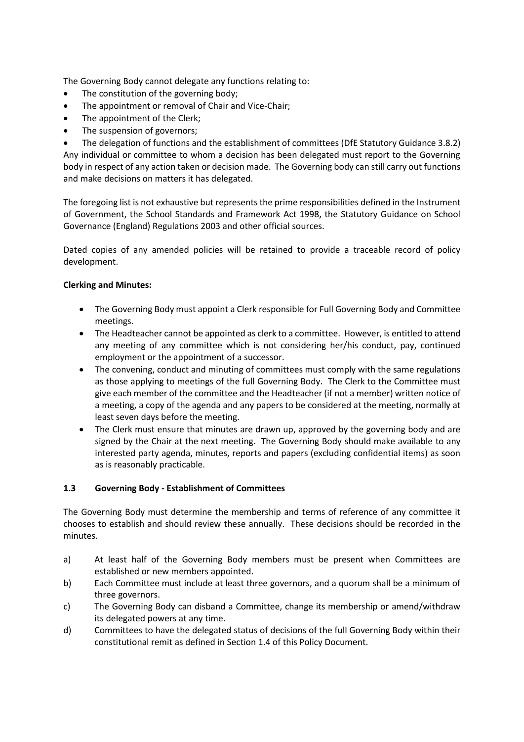The Governing Body cannot delegate any functions relating to:

- The constitution of the governing body;
- The appointment or removal of Chair and Vice-Chair;
- The appointment of the Clerk;
- The suspension of governors;
- The delegation of functions and the establishment of committees (DfE Statutory Guidance 3.8.2)

Any individual or committee to whom a decision has been delegated must report to the Governing body in respect of any action taken or decision made. The Governing body can still carry out functions and make decisions on matters it has delegated.

The foregoing list is not exhaustive but represents the prime responsibilities defined in the Instrument of Government, the School Standards and Framework Act 1998, the Statutory Guidance on School Governance (England) Regulations 2003 and other official sources.

Dated copies of any amended policies will be retained to provide a traceable record of policy development.

**Clerking and Minutes:**

- The Governing Body must appoint a Clerk responsible for Full Governing Body and Committee meetings.
- The Headteacher cannot be appointed as clerk to a committee. However, is entitled to attend any meeting of any committee which is not considering her/his conduct, pay, continued employment or the appointment of a successor.
- The convening, conduct and minuting of committees must comply with the same regulations as those applying to meetings of the full Governing Body. The Clerk to the Committee must give each member of the committee and the Headteacher (if not a member) written notice of a meeting, a copy of the agenda and any papers to be considered at the meeting, normally at least seven days before the meeting.
- The Clerk must ensure that minutes are drawn up, approved by the governing body and are signed by the Chair at the next meeting. The Governing Body should make available to any interested party agenda, minutes, reports and papers (excluding confidential items) as soon as is reasonably practicable.

### 1.3 Governing Body - Establishment of Committees

The Governing Body must determine the membership and terms of reference of any committee it chooses to establish and should review these annually. These decisions should be recorded in the minutes.

a) At least half of the Governing Body members must be present when Committees are established or new members appointed.

b) Each Committee must include at least three governors, and a quorum shall be a minimum of three governors.

c) The Governing Body can disband a Committee, change its membership or amend/withdraw its delegated powers at any time.

d) Committees to have the delegated status of decisions of the full Governing Body within their constitutional remit as defined in Section 1.4 of this Policy Document.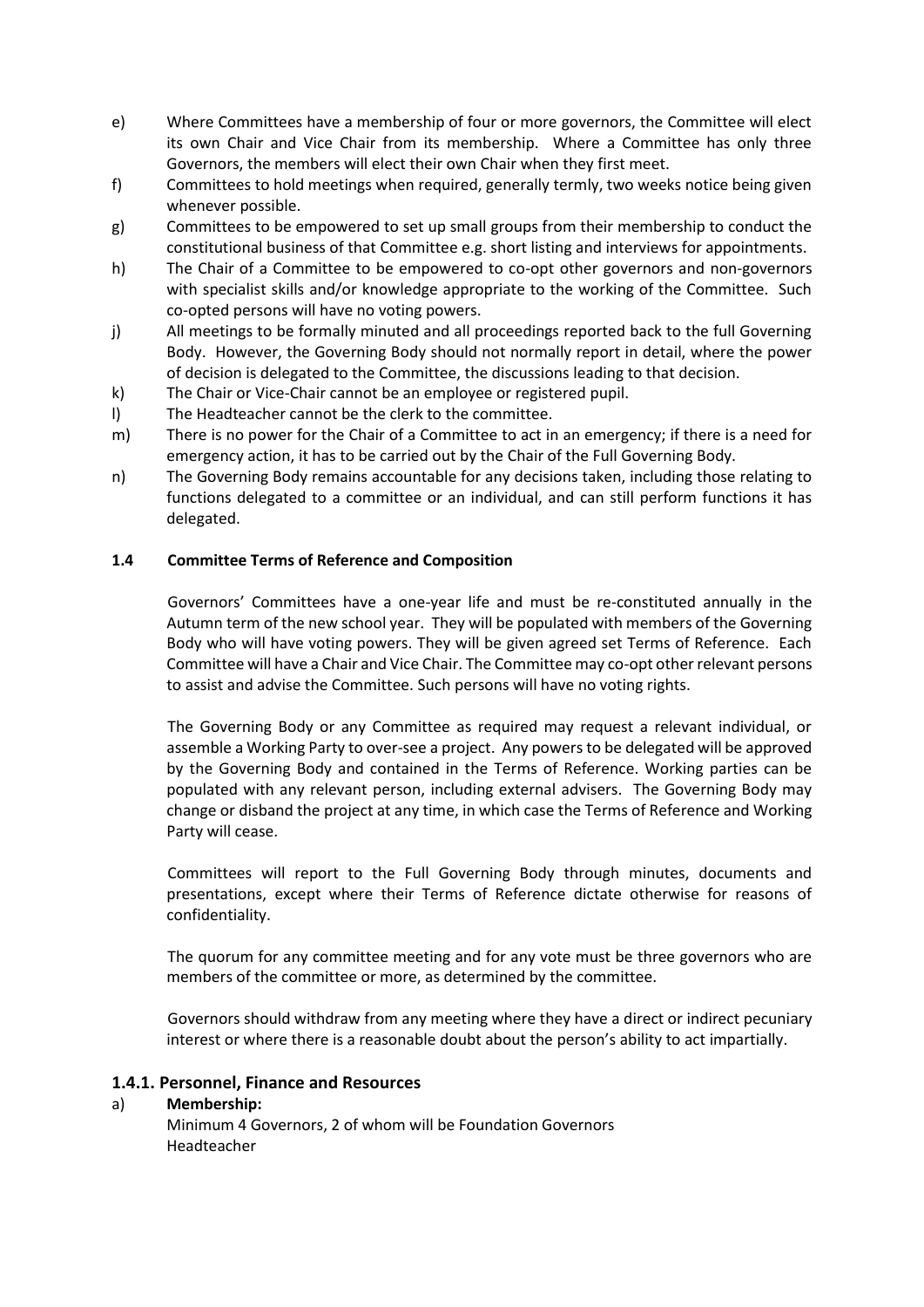e) Where Committees have a membership of four or more governors, the Committee will elect its own Chair and Vice Chair from its membership. Where a Committee has only three Governors, the members will elect their own Chair when they first meet.

f) Committees to hold meetings when required, generally termly, two weeks notice being given whenever possible.

g) Committees to be empowered to set up small groups from their membership to conduct the constitutional business of that Committee e.g. short listing and interviews for appointments.

h) The Chair of a Committee to be empowered to co-opt other governors and non-governors with specialist skills and/or knowledge appropriate to the working of the Committee. Such co-opted persons will have no voting powers.

j) All meetings to be formally minuted and all proceedings reported back to the full Governing Body. However, the Governing Body should not normally report in detail, where the power of decision is delegated to the Committee, the discussions leading to that decision.

k) The Chair or Vice-Chair cannot be an employee or registered pupil.

l) The Headteacher cannot be the clerk to the committee.

m) There is no power for the Chair of a Committee to act in an emergency; if there is a need for emergency action, it has to be carried out by the Chair of the Full Governing Body.

n) The Governing Body remains accountable for any decisions taken, including those relating to functions delegated to a committee or an individual, and can still perform functions it has delegated.

**1.4 Committee Terms of Reference and Composition**

Governors' Committees have a one-year life and must be re-constituted annually in the Autumn term of the new school year. They will be populated with members of the Governing Body who will have voting powers. They will be given agreed set Terms of Reference. Each Committee will have a Chair and Vice Chair. The Committee may co-opt other relevant persons to assist and advise the Committee. Such persons will have no voting rights.

The Governing Body or any Committee as required may request a relevant individual, or assemble a Working Party to over-see a project. Any powers to be delegated will be approved by the Governing Body and contained in the Terms of Reference. Working parties can be populated with any relevant person, including external advisers. The Governing Body may change or disband the project at any time, in which case the Terms of Reference and Working Party will cease.

Committees will report to the Full Governing Body through minutes, documents and presentations, except where their Terms of Reference dictate otherwise for reasons of confidentiality.

The quorum for any committee meeting and for any vote must be three governors who are members of the committee or more, as determined by the committee.

Governors should withdraw from any meeting where they have a direct or indirect pecuniary interest or where there is a reasonable doubt about the person's ability to act impartially.

### 1.4.1. Personnel, Finance and Resources

a) **Membership:**
Minimum 4 Governors, 2 of whom will be Foundation Governors
Headteacher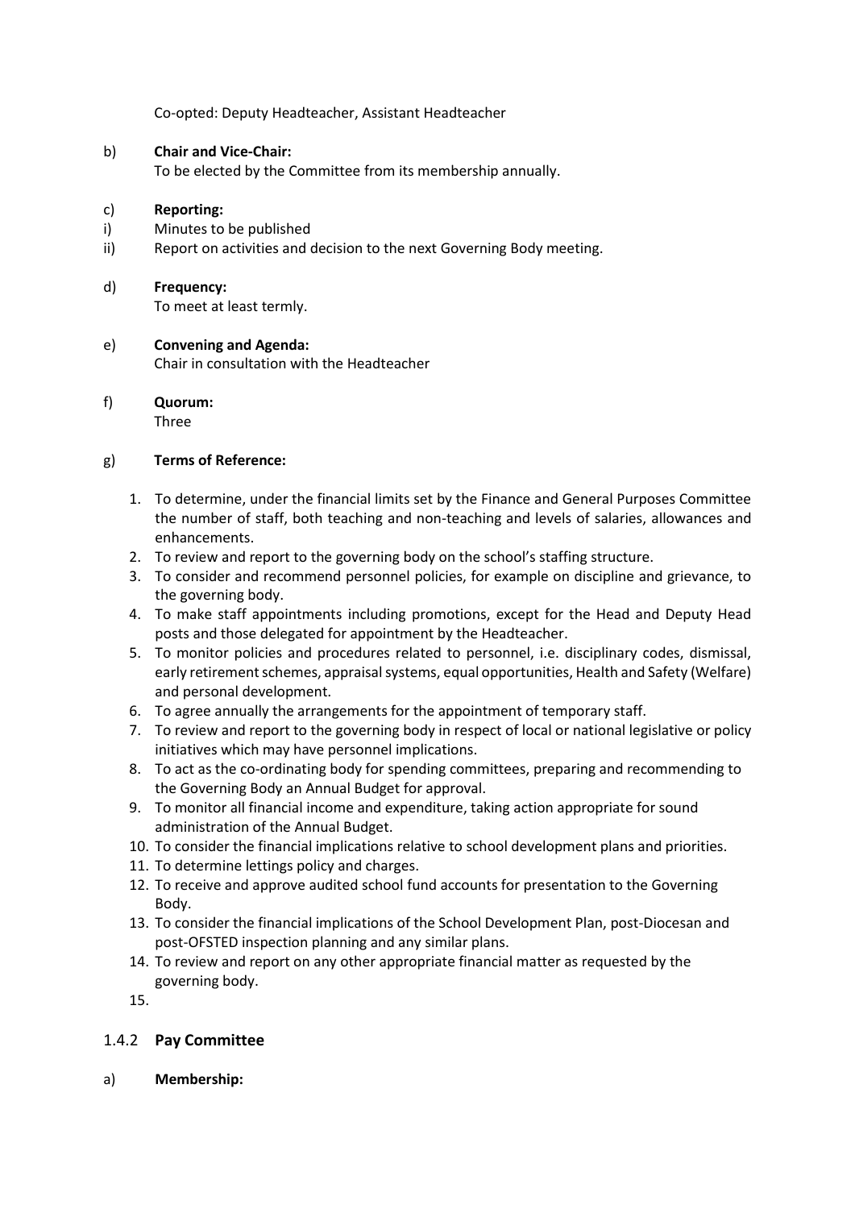Co-opted: Deputy Headteacher, Assistant Headteacher

b) **Chair and Vice-Chair:**
To be elected by the Committee from its membership annually.

c) **Reporting:**
i) Minutes to be published
ii) Report on activities and decision to the next Governing Body meeting.

d) **Frequency:**
To meet at least termly.

e) **Convening and Agenda:**
Chair in consultation with the Headteacher

f) **Quorum:**
Three

g) **Terms of Reference:**

1. To determine, under the financial limits set by the Finance and General Purposes Committee the number of staff, both teaching and non-teaching and levels of salaries, allowances and enhancements.
2. To review and report to the governing body on the school's staffing structure.
3. To consider and recommend personnel policies, for example on discipline and grievance, to the governing body.
4. To make staff appointments including promotions, except for the Head and Deputy Head posts and those delegated for appointment by the Headteacher.
5. To monitor policies and procedures related to personnel, i.e. disciplinary codes, dismissal, early retirement schemes, appraisal systems, equal opportunities, Health and Safety (Welfare) and personal development.
6. To agree annually the arrangements for the appointment of temporary staff.
7. To review and report to the governing body in respect of local or national legislative or policy initiatives which may have personnel implications.
8. To act as the co-ordinating body for spending committees, preparing and recommending to the Governing Body an Annual Budget for approval.
9. To monitor all financial income and expenditure, taking action appropriate for sound administration of the Annual Budget.
10. To consider the financial implications relative to school development plans and priorities.
11. To determine lettings policy and charges.
12. To receive and approve audited school fund accounts for presentation to the Governing Body.
13. To consider the financial implications of the School Development Plan, post-Diocesan and post-OFSTED inspection planning and any similar plans.
14. To review and report on any other appropriate financial matter as requested by the governing body.
15. 

## 1.4.2 **Pay Committee**

a) **Membership:**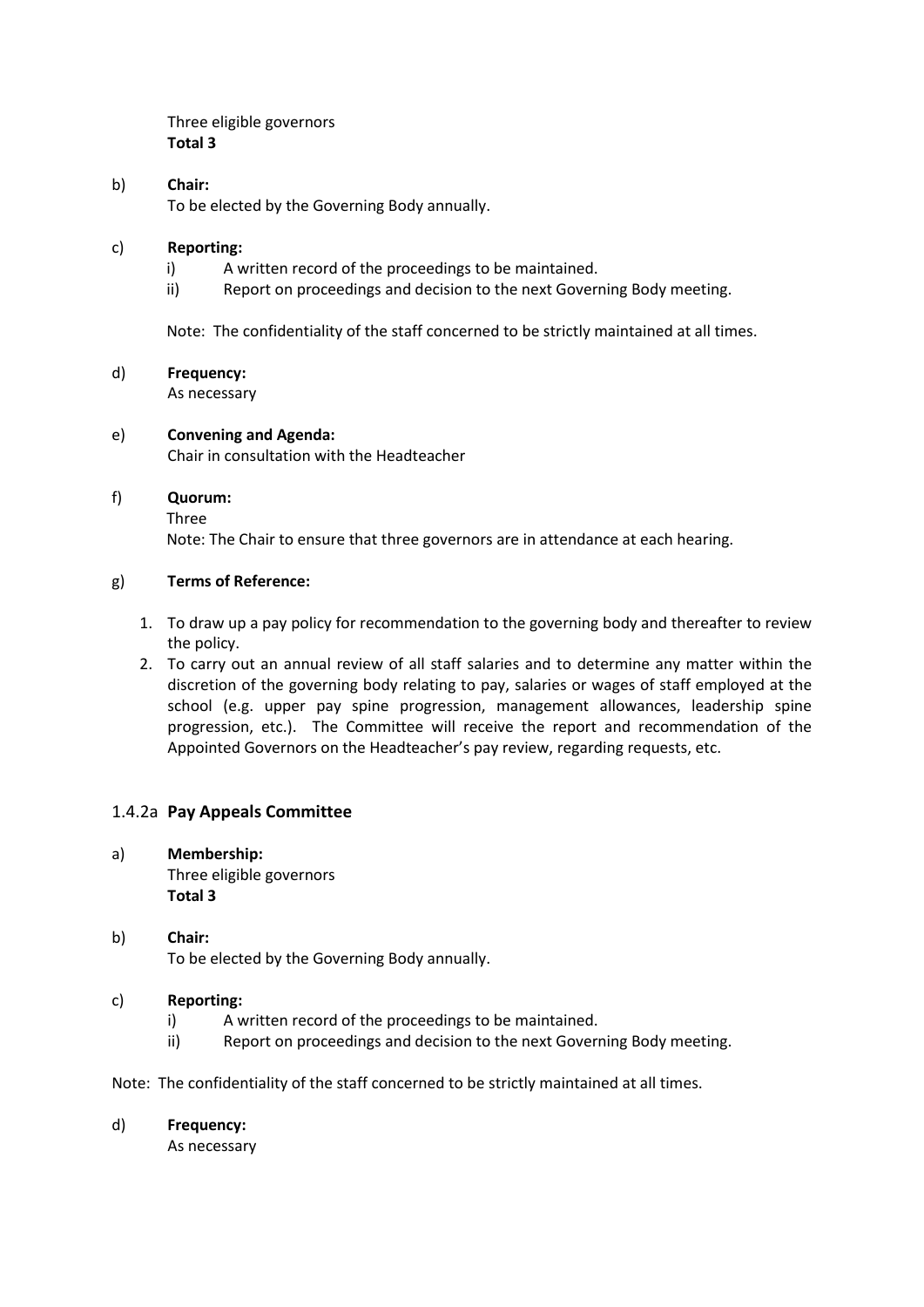Three eligible governors
**Total 3**

b) **Chair:**
To be elected by the Governing Body annually.

c) **Reporting:**
   - i) A written record of the proceedings to be maintained.
   - ii) Report on proceedings and decision to the next Governing Body meeting.

   Note: The confidentiality of the staff concerned to be strictly maintained at all times.

d) **Frequency:**
As necessary

e) **Convening and Agenda:**
Chair in consultation with the Headteacher

f) **Quorum:**
Three
Note: The Chair to ensure that three governors are in attendance at each hearing.

g) **Terms of Reference:**

1. To draw up a pay policy for recommendation to the governing body and thereafter to review the policy.
2. To carry out an annual review of all staff salaries and to determine any matter within the discretion of the governing body relating to pay, salaries or wages of staff employed at the school (e.g. upper pay spine progression, management allowances, leadership spine progression, etc.). The Committee will receive the report and recommendation of the Appointed Governors on the Headteacher's pay review, regarding requests, etc.

### 1.4.2a **Pay Appeals Committee**

a) **Membership:**
Three eligible governors
**Total 3**

b) **Chair:**
To be elected by the Governing Body annually.

c) **Reporting:**
   - i) A written record of the proceedings to be maintained.
   - ii) Report on proceedings and decision to the next Governing Body meeting.

Note: The confidentiality of the staff concerned to be strictly maintained at all times.

d) **Frequency:**
As necessary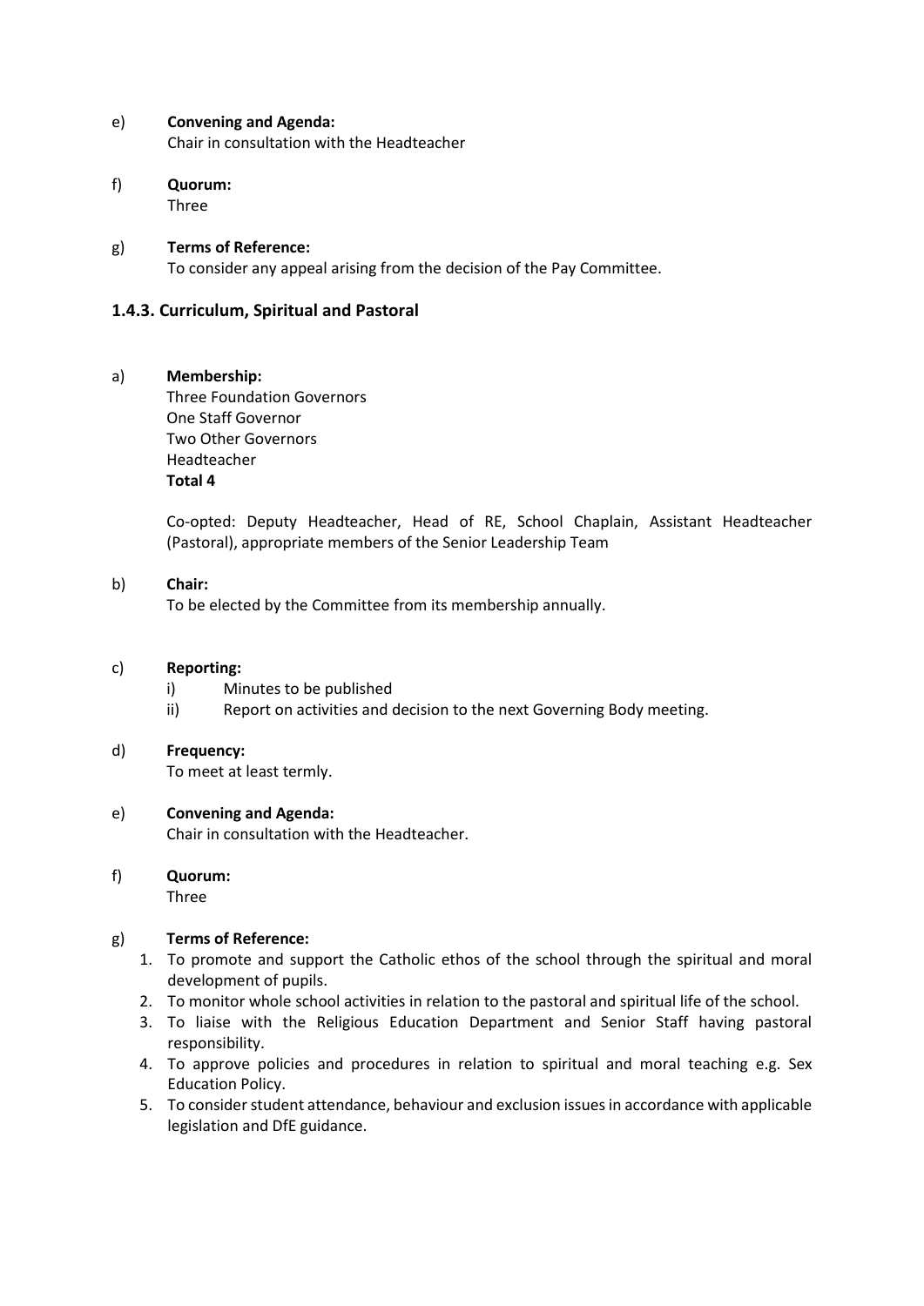e) **Convening and Agenda:**
Chair in consultation with the Headteacher

f) **Quorum:**
Three

g) **Terms of Reference:**
To consider any appeal arising from the decision of the Pay Committee.

### 1.4.3. Curriculum, Spiritual and Pastoral

a) **Membership:**
Three Foundation Governors
One Staff Governor
Two Other Governors
Headteacher
**Total 4**

Co-opted: Deputy Headteacher, Head of RE, School Chaplain, Assistant Headteacher (Pastoral), appropriate members of the Senior Leadership Team

b) **Chair:**
To be elected by the Committee from its membership annually.

c) **Reporting:**
- i) Minutes to be published
- ii) Report on activities and decision to the next Governing Body meeting.

d) **Frequency:**
To meet at least termly.

e) **Convening and Agenda:**
Chair in consultation with the Headteacher.

f) **Quorum:**
Three

g) **Terms of Reference:**
1. To promote and support the Catholic ethos of the school through the spiritual and moral development of pupils.
2. To monitor whole school activities in relation to the pastoral and spiritual life of the school.
3. To liaise with the Religious Education Department and Senior Staff having pastoral responsibility.
4. To approve policies and procedures in relation to spiritual and moral teaching e.g. Sex Education Policy.
5. To consider student attendance, behaviour and exclusion issues in accordance with applicable legislation and DfE guidance.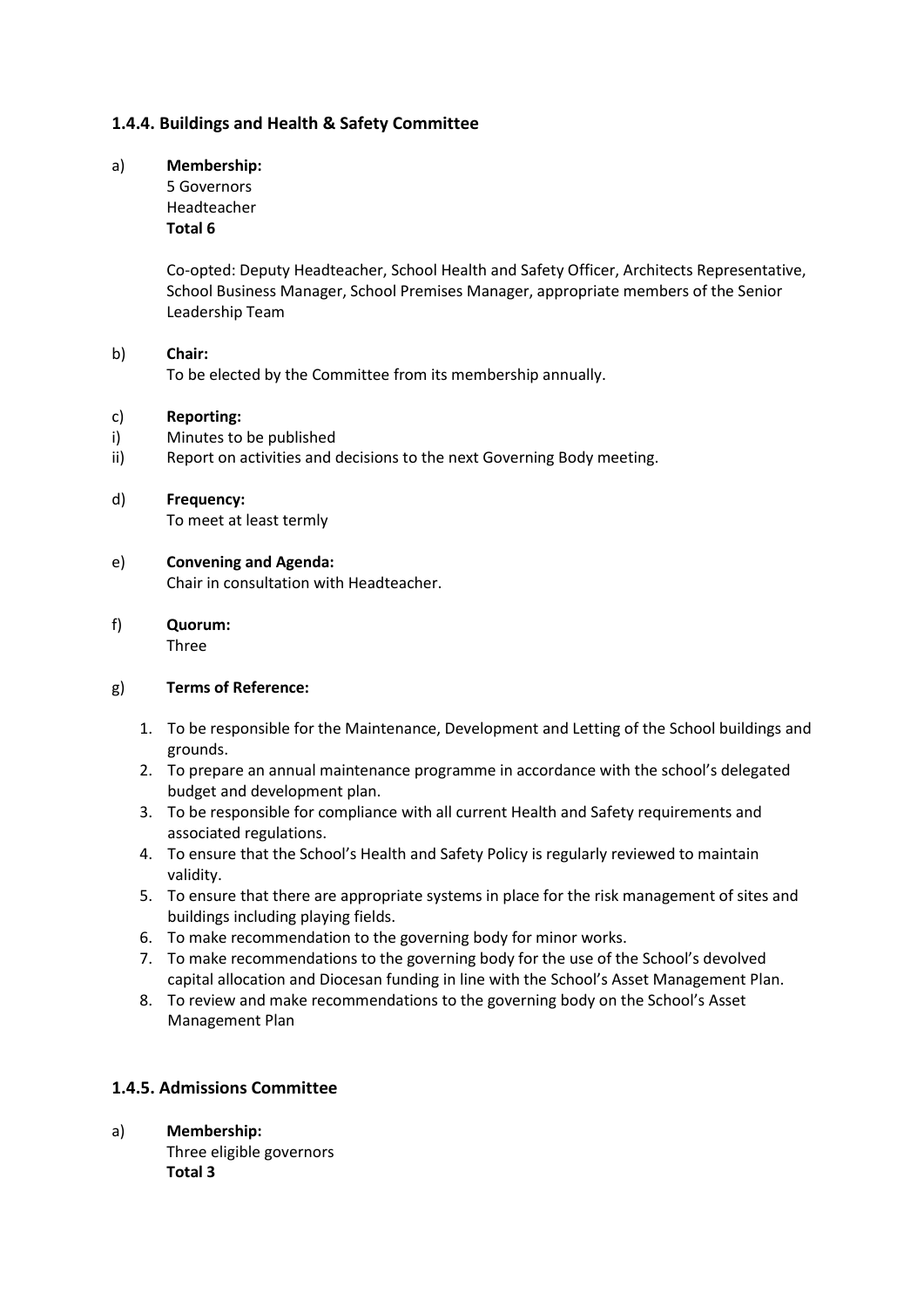### 1.4.4. Buildings and Health & Safety Committee

a) **Membership:**
5 Governors
Headteacher
**Total 6**

Co-opted: Deputy Headteacher, School Health and Safety Officer, Architects Representative, School Business Manager, School Premises Manager, appropriate members of the Senior Leadership Team

b) **Chair:**
To be elected by the Committee from its membership annually.

c) **Reporting:**
i) Minutes to be published
ii) Report on activities and decisions to the next Governing Body meeting.

d) **Frequency:**
To meet at least termly

e) **Convening and Agenda:**
Chair in consultation with Headteacher.

f) **Quorum:**
Three

g) **Terms of Reference:**

1. To be responsible for the Maintenance, Development and Letting of the School buildings and grounds.
2. To prepare an annual maintenance programme in accordance with the school's delegated budget and development plan.
3. To be responsible for compliance with all current Health and Safety requirements and associated regulations.
4. To ensure that the School's Health and Safety Policy is regularly reviewed to maintain validity.
5. To ensure that there are appropriate systems in place for the risk management of sites and buildings including playing fields.
6. To make recommendation to the governing body for minor works.
7. To make recommendations to the governing body for the use of the School's devolved capital allocation and Diocesan funding in line with the School's Asset Management Plan.
8. To review and make recommendations to the governing body on the School's Asset Management Plan

### 1.4.5. Admissions Committee

a) **Membership:**
Three eligible governors
**Total 3**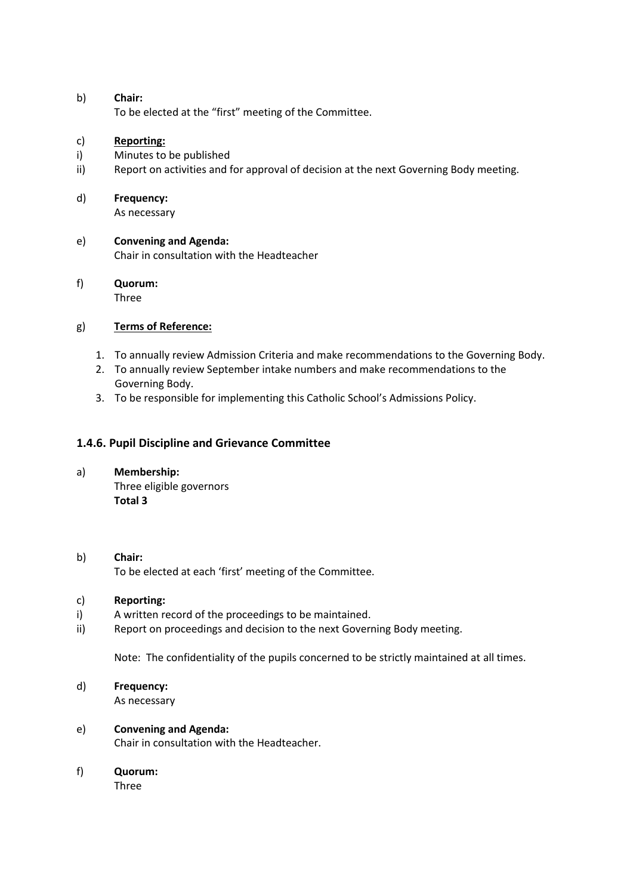b) **Chair:**
To be elected at the "first" meeting of the Committee.

c) **Reporting:**
i) Minutes to be published
ii) Report on activities and for approval of decision at the next Governing Body meeting.

d) **Frequency:**
As necessary

e) **Convening and Agenda:**
Chair in consultation with the Headteacher

f) **Quorum:**
Three

g) **Terms of Reference:**

1. To annually review Admission Criteria and make recommendations to the Governing Body.
2. To annually review September intake numbers and make recommendations to the Governing Body.
3. To be responsible for implementing this Catholic School's Admissions Policy.

### 1.4.6. Pupil Discipline and Grievance Committee

a) **Membership:**
Three eligible governors
**Total 3**

b) **Chair:**
To be elected at each 'first' meeting of the Committee.

c) **Reporting:**
i) A written record of the proceedings to be maintained.
ii) Report on proceedings and decision to the next Governing Body meeting.

Note: The confidentiality of the pupils concerned to be strictly maintained at all times.

d) **Frequency:**
As necessary

e) **Convening and Agenda:**
Chair in consultation with the Headteacher.

f) **Quorum:**
Three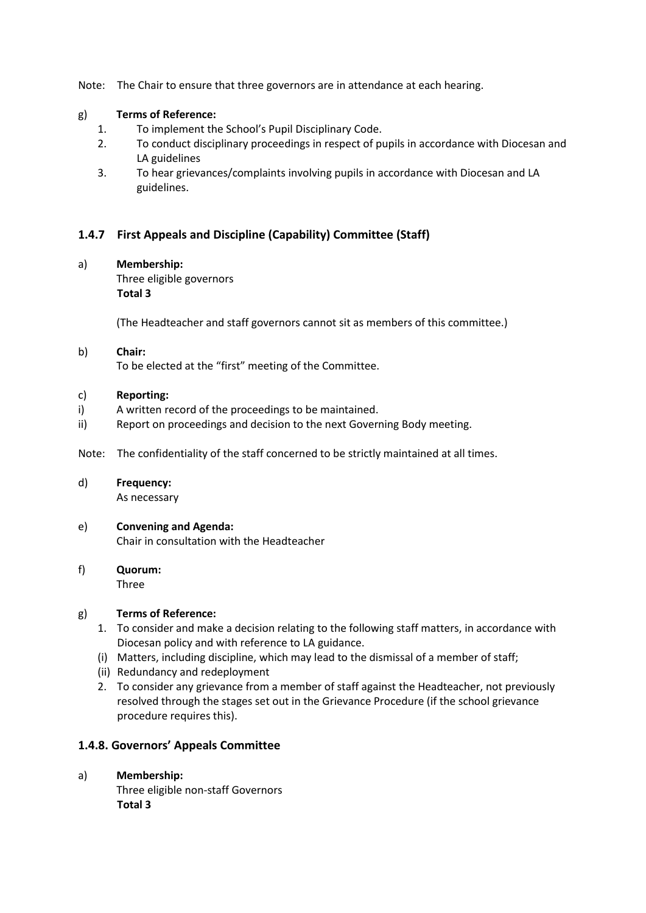Note: The Chair to ensure that three governors are in attendance at each hearing.

g) **Terms of Reference:**

1. To implement the School's Pupil Disciplinary Code.
2. To conduct disciplinary proceedings in respect of pupils in accordance with Diocesan and LA guidelines
3. To hear grievances/complaints involving pupils in accordance with Diocesan and LA guidelines.

### 1.4.7 First Appeals and Discipline (Capability) Committee (Staff)

a) **Membership:**
Three eligible governors
**Total 3**

(The Headteacher and staff governors cannot sit as members of this committee.)

b) **Chair:**
To be elected at the "first" meeting of the Committee.

c) **Reporting:**

i) A written record of the proceedings to be maintained.

ii) Report on proceedings and decision to the next Governing Body meeting.

Note: The confidentiality of the staff concerned to be strictly maintained at all times.

d) **Frequency:**
As necessary

e) **Convening and Agenda:**
Chair in consultation with the Headteacher

f) **Quorum:**
Three

g) **Terms of Reference:**

1. To consider and make a decision relating to the following staff matters, in accordance with Diocesan policy and with reference to LA guidance.
   (i) Matters, including discipline, which may lead to the dismissal of a member of staff;
   (ii) Redundancy and redeployment
2. To consider any grievance from a member of staff against the Headteacher, not previously resolved through the stages set out in the Grievance Procedure (if the school grievance procedure requires this).

### 1.4.8. Governors' Appeals Committee

a) **Membership:**
Three eligible non-staff Governors
**Total 3**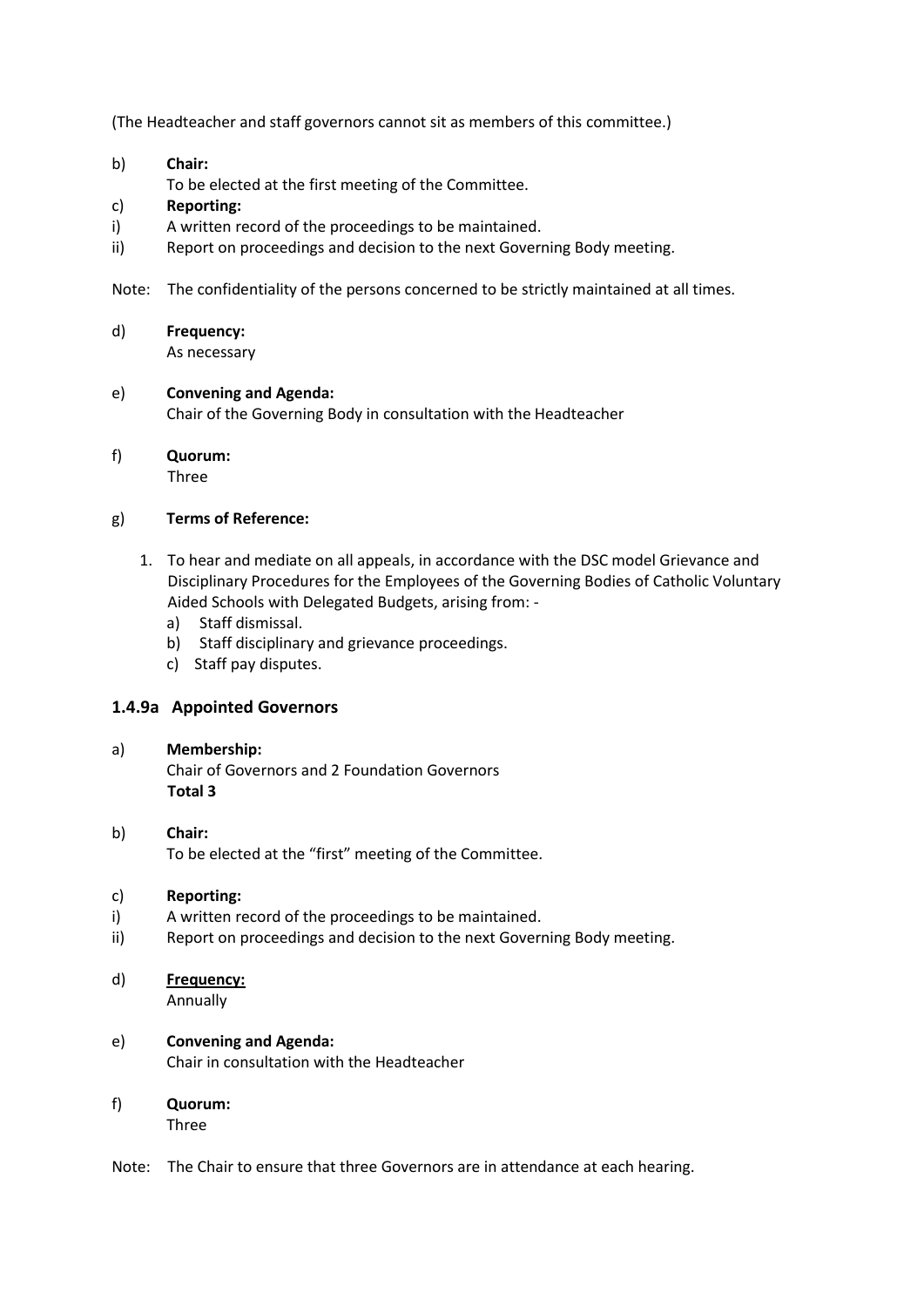(The Headteacher and staff governors cannot sit as members of this committee.)

b) **Chair:**
To be elected at the first meeting of the Committee.

c) **Reporting:**

i) A written record of the proceedings to be maintained.

ii) Report on proceedings and decision to the next Governing Body meeting.

Note: The confidentiality of the persons concerned to be strictly maintained at all times.

d) **Frequency:**
As necessary

e) **Convening and Agenda:**
Chair of the Governing Body in consultation with the Headteacher

f) **Quorum:**
Three

g) **Terms of Reference:**

1. To hear and mediate on all appeals, in accordance with the DSC model Grievance and Disciplinary Procedures for the Employees of the Governing Bodies of Catholic Voluntary Aided Schools with Delegated Budgets, arising from: -
   a) Staff dismissal.
   b) Staff disciplinary and grievance proceedings.
   c) Staff pay disputes.

### 1.4.9a Appointed Governors

a) **Membership:**
Chair of Governors and 2 Foundation Governors
**Total 3**

b) **Chair:**
To be elected at the "first" meeting of the Committee.

c) **Reporting:**

i) A written record of the proceedings to be maintained.

ii) Report on proceedings and decision to the next Governing Body meeting.

d) **Frequency:**
Annually

e) **Convening and Agenda:**
Chair in consultation with the Headteacher

f) **Quorum:**
Three

Note: The Chair to ensure that three Governors are in attendance at each hearing.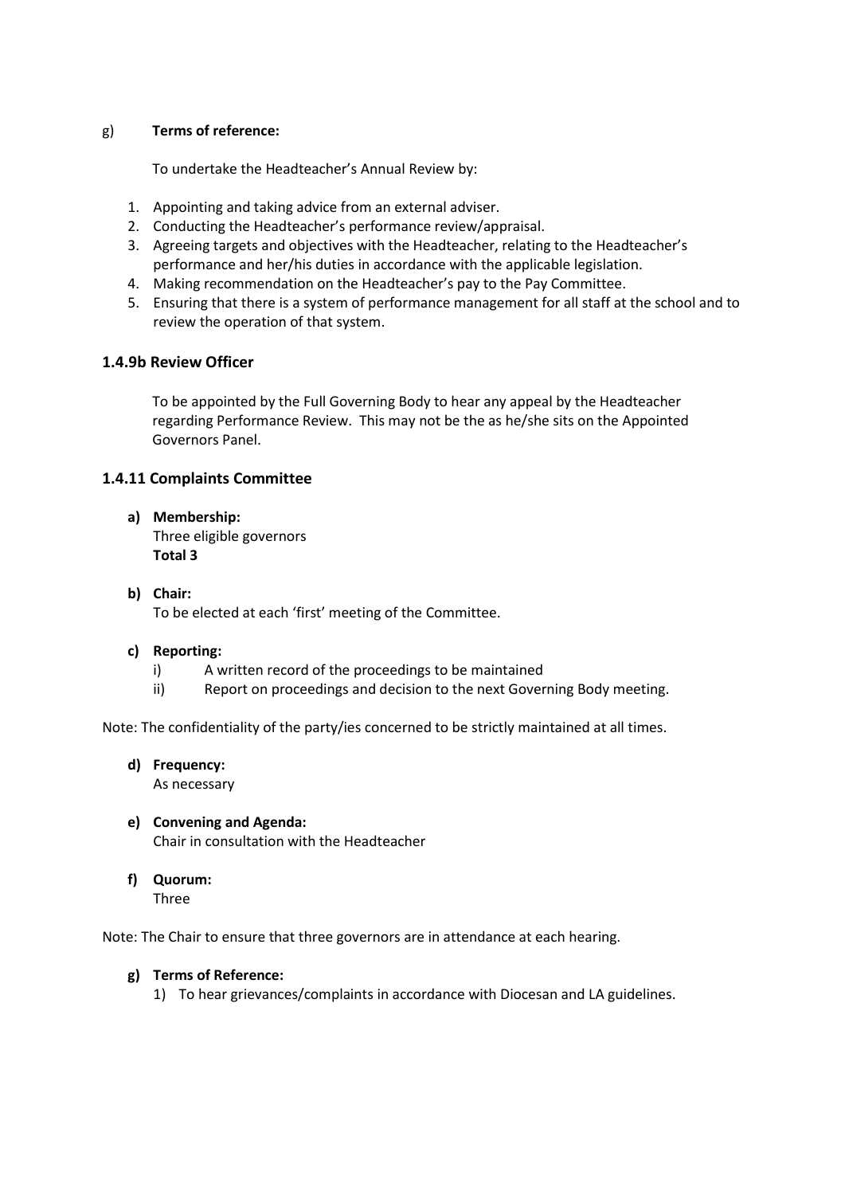g) **Terms of reference:**

To undertake the Headteacher's Annual Review by:

1. Appointing and taking advice from an external adviser.
2. Conducting the Headteacher's performance review/appraisal.
3. Agreeing targets and objectives with the Headteacher, relating to the Headteacher's performance and her/his duties in accordance with the applicable legislation.
4. Making recommendation on the Headteacher's pay to the Pay Committee.
5. Ensuring that there is a system of performance management for all staff at the school and to review the operation of that system.

### 1.4.9b Review Officer

To be appointed by the Full Governing Body to hear any appeal by the Headteacher regarding Performance Review. This may not be the as he/she sits on the Appointed Governors Panel.

### 1.4.11 Complaints Committee

**a) Membership:**
Three eligible governors
**Total 3**

**b) Chair:**
To be elected at each 'first' meeting of the Committee.

**c) Reporting:**
i) A written record of the proceedings to be maintained
ii) Report on proceedings and decision to the next Governing Body meeting.

Note: The confidentiality of the party/ies concerned to be strictly maintained at all times.

**d) Frequency:**
As necessary

**e) Convening and Agenda:**
Chair in consultation with the Headteacher

**f) Quorum:**
Three

Note: The Chair to ensure that three governors are in attendance at each hearing.

**g) Terms of Reference:**
1) To hear grievances/complaints in accordance with Diocesan and LA guidelines.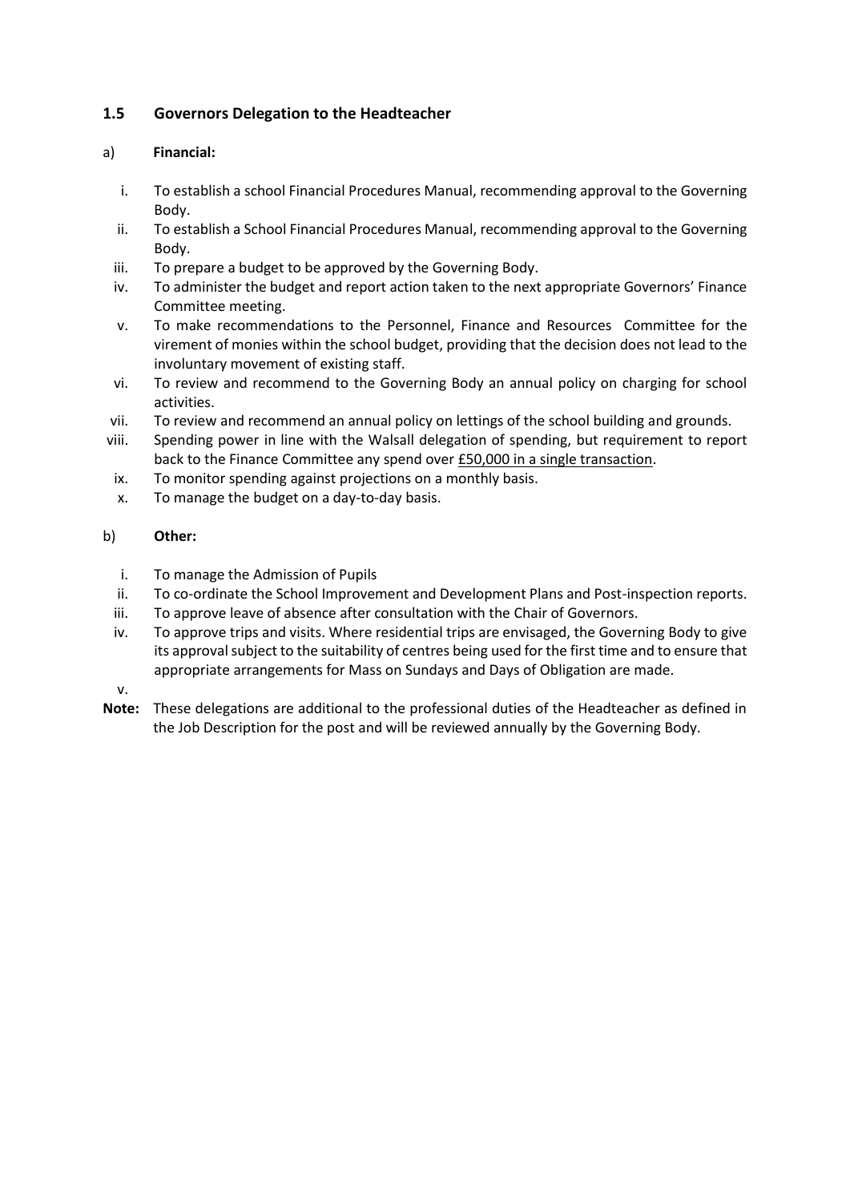## 1.5 Governors Delegation to the Headteacher

a) **Financial:**

i. To establish a school Financial Procedures Manual, recommending approval to the Governing Body.
ii. To establish a School Financial Procedures Manual, recommending approval to the Governing Body.
iii. To prepare a budget to be approved by the Governing Body.
iv. To administer the budget and report action taken to the next appropriate Governors' Finance Committee meeting.
v. To make recommendations to the Personnel, Finance and Resources Committee for the virement of monies within the school budget, providing that the decision does not lead to the involuntary movement of existing staff.
vi. To review and recommend to the Governing Body an annual policy on charging for school activities.
vii. To review and recommend an annual policy on lettings of the school building and grounds.
viii. Spending power in line with the Walsall delegation of spending, but requirement to report back to the Finance Committee any spend over <u>£50,000 in a single transaction</u>.
ix. To monitor spending against projections on a monthly basis.
x. To manage the budget on a day-to-day basis.

b) **Other:**

i. To manage the Admission of Pupils
ii. To co-ordinate the School Improvement and Development Plans and Post-inspection reports.
iii. To approve leave of absence after consultation with the Chair of Governors.
iv. To approve trips and visits. Where residential trips are envisaged, the Governing Body to give its approval subject to the suitability of centres being used for the first time and to ensure that appropriate arrangements for Mass on Sundays and Days of Obligation are made.
v.

**Note:** These delegations are additional to the professional duties of the Headteacher as defined in the Job Description for the post and will be reviewed annually by the Governing Body.